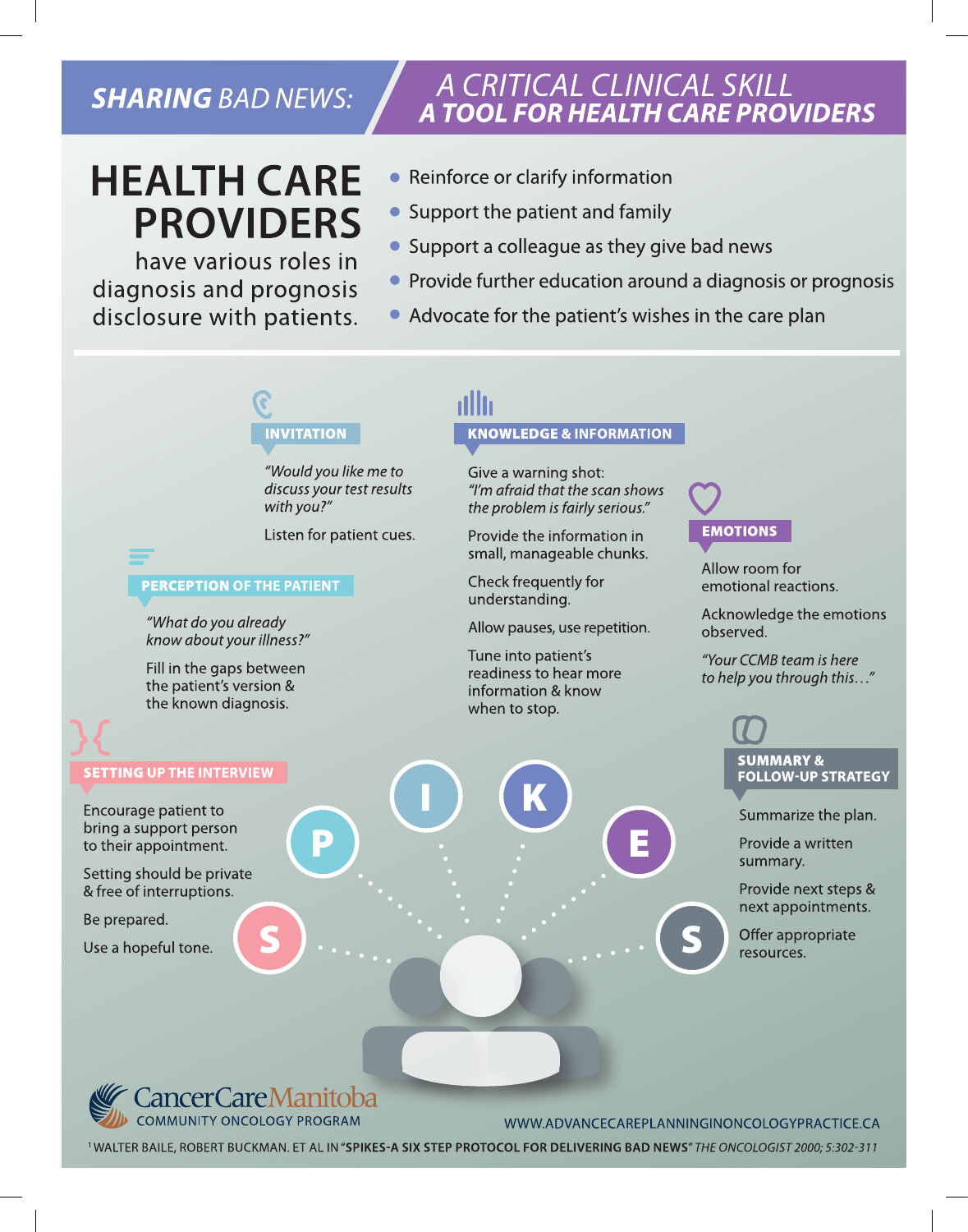# SHARING BAD NEWS: A CRITICAL CLINICAL SKILL — A TOOL FOR HEALTH CARE PROVIDERS

## HEALTH CARE PROVIDERS

have various roles in diagnosis and prognosis disclosure with patients.

- Reinforce or clarify information
- Support the patient and family
- Support a colleague as they give bad news
- Provide further education around a diagnosis or prognosis
- Advocate for the patient's wishes in the care plan

### S — SETTING UP THE INTERVIEW

Encourage patient to bring a support person to their appointment.

Setting should be private & free of interruptions.

Be prepared.

Use a hopeful tone.

### P — PERCEPTION OF THE PATIENT

*"What do you already know about your illness?"*

Fill in the gaps between the patient's version & the known diagnosis.

### I — INVITATION

*"Would you like me to discuss your test results with you?"*

Listen for patient cues.

### K — KNOWLEDGE & INFORMATION

Give a warning shot: *"I'm afraid that the scan shows the problem is fairly serious."*

Provide the information in small, manageable chunks.

Check frequently for understanding.

Allow pauses, use repetition.

Tune into patient's readiness to hear more information & know when to stop.

### E — EMOTIONS

Allow room for emotional reactions.

Acknowledge the emotions observed.

*"Your CCMB team is here to help you through this…"*

### S — SUMMARY & FOLLOW-UP STRATEGY

Summarize the plan.

Provide a written summary.

Provide next steps & next appointments.

Offer appropriate resources.

CancerCare Manitoba
COMMUNITY ONCOLOGY PROGRAM

WWW.ADVANCECAREPLANNINGINONCOLOGYPRACTICE.CA

[1] WALTER BAILE, ROBERT BUCKMAN. ET AL IN **"SPIKES-A SIX STEP PROTOCOL FOR DELIVERING BAD NEWS"** *THE ONCOLOGIST 2000; 5:302-311*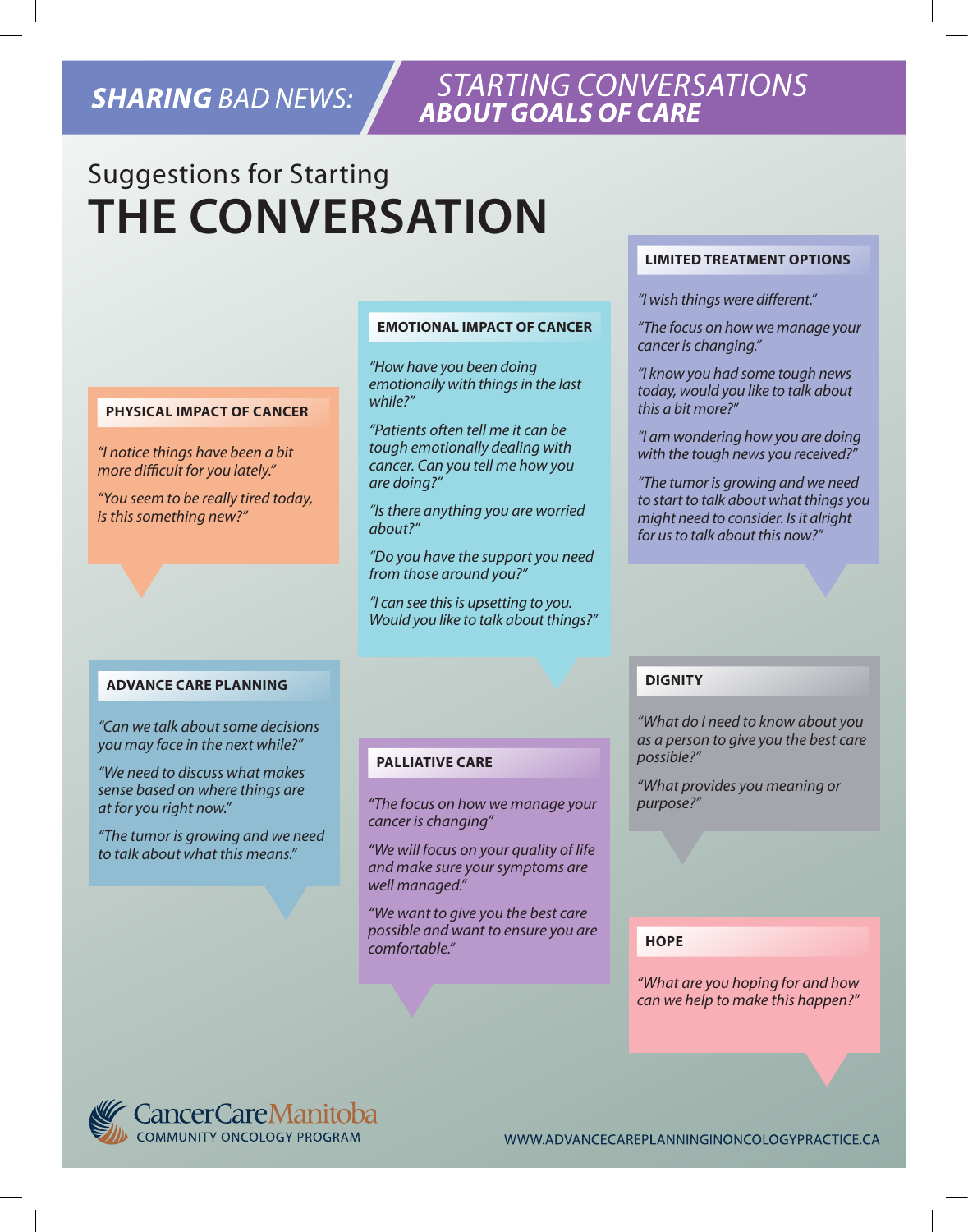**SHARING** BAD NEWS: *STARTING CONVERSATIONS* ***ABOUT GOALS OF CARE***

# Suggestions for Starting THE CONVERSATION

### PHYSICAL IMPACT OF CANCER

*"I notice things have been a bit more difficult for you lately."*

*"You seem to be really tired today, is this something new?"*

### EMOTIONAL IMPACT OF CANCER

*"How have you been doing emotionally with things in the last while?"*

*"Patients often tell me it can be tough emotionally dealing with cancer. Can you tell me how you are doing?"*

*"Is there anything you are worried about?"*

*"Do you have the support you need from those around you?"*

*"I can see this is upsetting to you. Would you like to talk about things?"*

### LIMITED TREATMENT OPTIONS

*"I wish things were different."*

*"The focus on how we manage your cancer is changing."*

*"I know you had some tough news today, would you like to talk about this a bit more?"*

*"I am wondering how you are doing with the tough news you received?"*

*"The tumor is growing and we need to start to talk about what things you might need to consider. Is it alright for us to talk about this now?"*

### ADVANCE CARE PLANNING

*"Can we talk about some decisions you may face in the next while?"*

*"We need to discuss what makes sense based on where things are at for you right now."*

*"The tumor is growing and we need to talk about what this means."*

### PALLIATIVE CARE

*"The focus on how we manage your cancer is changing"*

*"We will focus on your quality of life and make sure your symptoms are well managed."*

*"We want to give you the best care possible and want to ensure you are comfortable."*

### DIGNITY

*"What do I need to know about you as a person to give you the best care possible?"*

*"What provides you meaning or purpose?"*

### HOPE

*"What are you hoping for and how can we help to make this happen?"*

CancerCareManitoba COMMUNITY ONCOLOGY PROGRAM

WWW.ADVANCECAREPLANNINGINONCOLOGYPRACTICE.CA